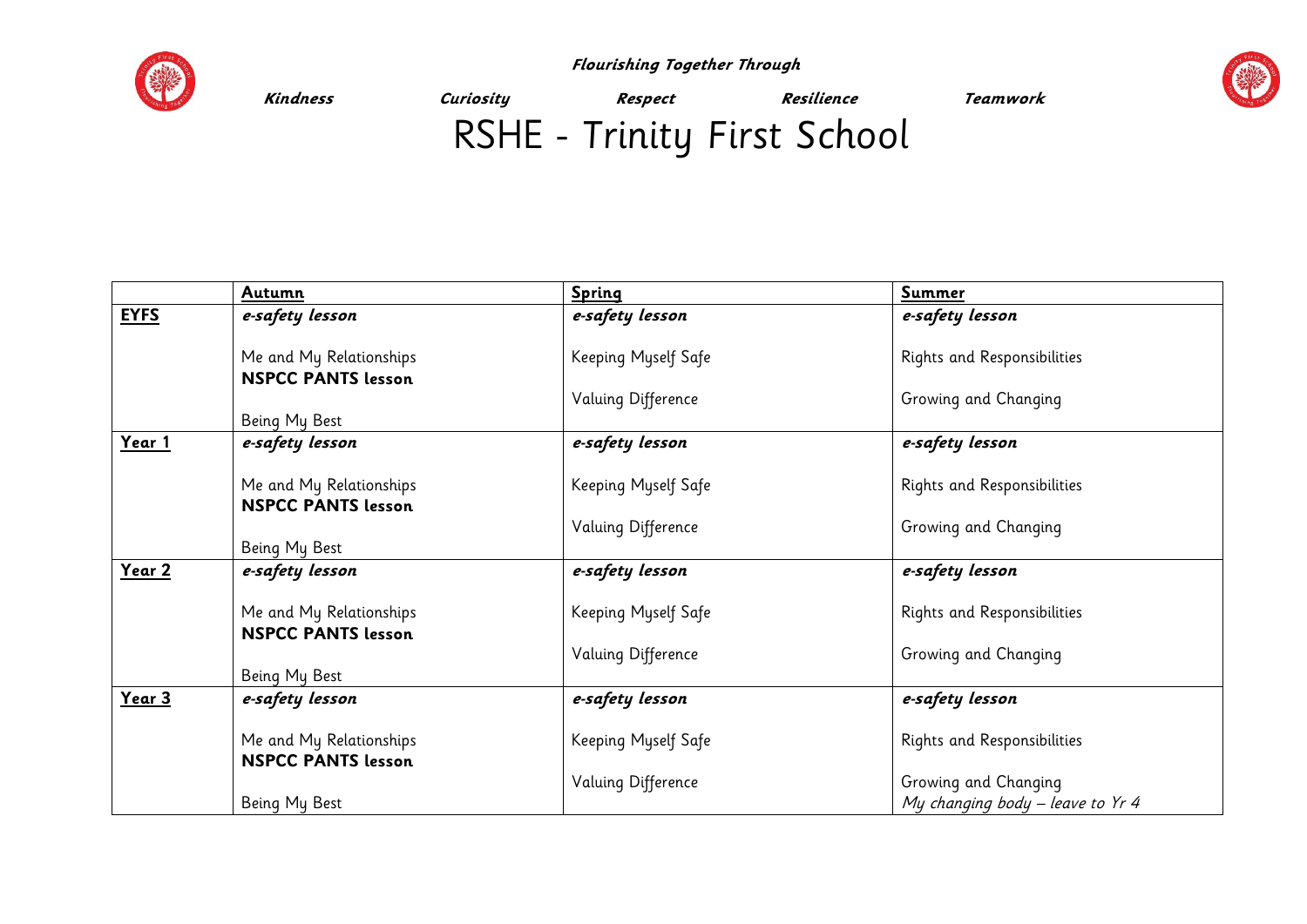***Flourishing Together Through***

***Kindness*** ***Curiosity*** ***Respect*** ***Resilience*** ***Teamwork***

# RSHE - Trinity First School

| | **Autumn** | **Spring** | **Summer** |
|---|---|---|---|
| **EYFS** | ***e-safety lesson***<br><br>Me and My Relationships<br>**NSPCC PANTS lesson**<br><br>Being My Best | ***e-safety lesson***<br><br>Keeping Myself Safe<br><br>Valuing Difference | ***e-safety lesson***<br><br>Rights and Responsibilities<br><br>Growing and Changing |
| **Year 1** | ***e-safety lesson***<br><br>Me and My Relationships<br>**NSPCC PANTS lesson**<br><br>Being My Best | ***e-safety lesson***<br><br>Keeping Myself Safe<br><br>Valuing Difference | ***e-safety lesson***<br><br>Rights and Responsibilities<br><br>Growing and Changing |
| **Year 2** | ***e-safety lesson***<br><br>Me and My Relationships<br>**NSPCC PANTS lesson**<br><br>Being My Best | ***e-safety lesson***<br><br>Keeping Myself Safe<br><br>Valuing Difference | ***e-safety lesson***<br><br>Rights and Responsibilities<br><br>Growing and Changing |
| **Year 3** | ***e-safety lesson***<br><br>Me and My Relationships<br>**NSPCC PANTS lesson**<br><br>Being My Best | ***e-safety lesson***<br><br>Keeping Myself Safe<br><br>Valuing Difference | ***e-safety lesson***<br><br>Rights and Responsibilities<br><br>Growing and Changing<br>*My changing body – leave to Yr 4* |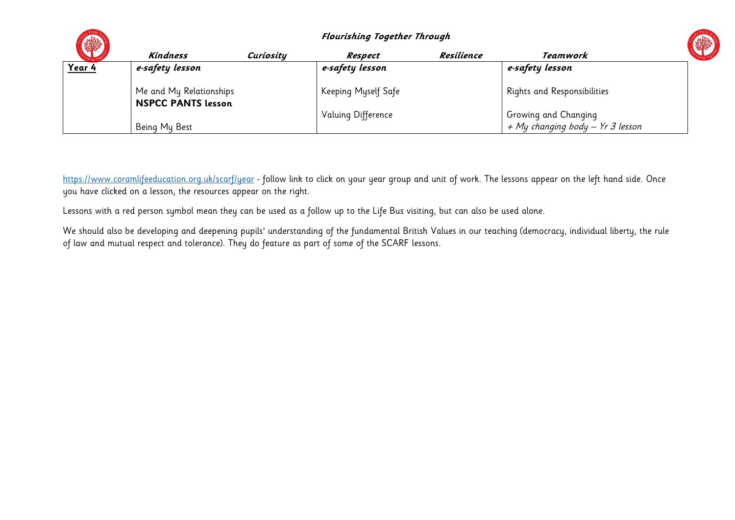**Flourishing Together Through**

| | *Kindness* | *Curiosity* | *Respect* | *Resilience* | *Teamwork* |
|---|---|---|---|---|---|
| **Year 4** | ***e-safety lesson***<br><br>Me and My Relationships<br>**NSPCC PANTS lesson**<br><br>Being My Best | | ***e-safety lesson***<br><br>Keeping Myself Safe<br><br>Valuing Difference | | ***e-safety lesson***<br><br>Rights and Responsibilities<br><br>Growing and Changing<br>*+ My changing body – Yr 3 lesson* |

https://www.coramlifeeducation.org.uk/scarf/year - follow link to click on your year group and unit of work. The lessons appear on the left hand side. Once you have clicked on a lesson, the resources appear on the right.

Lessons with a red person symbol mean they can be used as a follow up to the Life Bus visiting, but can also be used alone.

We should also be developing and deepening pupils' understanding of the fundamental British Values in our teaching (democracy, individual liberty, the rule of law and mutual respect and tolerance). They do feature as part of some of the SCARF lessons.